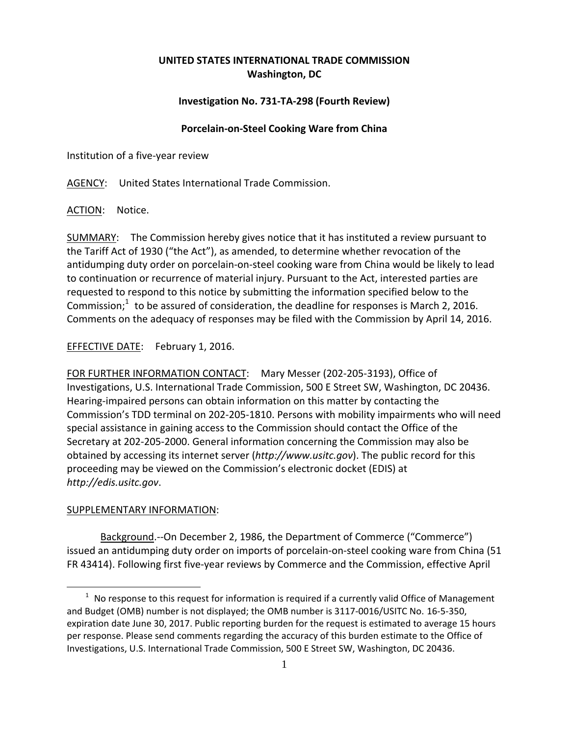**UNITED STATES INTERNATIONAL TRADE COMMISSION**
**Washington, DC**

**Investigation No. 731-TA-298 (Fourth Review)**

**Porcelain-on-Steel Cooking Ware from China**

Institution of a five-year review

AGENCY: United States International Trade Commission.

ACTION: Notice.

SUMMARY: The Commission hereby gives notice that it has instituted a review pursuant to the Tariff Act of 1930 ("the Act"), as amended, to determine whether revocation of the antidumping duty order on porcelain-on-steel cooking ware from China would be likely to lead to continuation or recurrence of material injury. Pursuant to the Act, interested parties are requested to respond to this notice by submitting the information specified below to the Commission;[1] to be assured of consideration, the deadline for responses is March 2, 2016. Comments on the adequacy of responses may be filed with the Commission by April 14, 2016.

EFFECTIVE DATE: February 1, 2016.

FOR FURTHER INFORMATION CONTACT: Mary Messer (202-205-3193), Office of Investigations, U.S. International Trade Commission, 500 E Street SW, Washington, DC 20436. Hearing-impaired persons can obtain information on this matter by contacting the Commission's TDD terminal on 202-205-1810. Persons with mobility impairments who will need special assistance in gaining access to the Commission should contact the Office of the Secretary at 202-205-2000. General information concerning the Commission may also be obtained by accessing its internet server (*http://www.usitc.gov*). The public record for this proceeding may be viewed on the Commission's electronic docket (EDIS) at *http://edis.usitc.gov*.

SUPPLEMENTARY INFORMATION:

Background.--On December 2, 1986, the Department of Commerce ("Commerce") issued an antidumping duty order on imports of porcelain-on-steel cooking ware from China (51 FR 43414). Following first five-year reviews by Commerce and the Commission, effective April

---

[1] No response to this request for information is required if a currently valid Office of Management and Budget (OMB) number is not displayed; the OMB number is 3117-0016/USITC No. 16-5-350, expiration date June 30, 2017. Public reporting burden for the request is estimated to average 15 hours per response. Please send comments regarding the accuracy of this burden estimate to the Office of Investigations, U.S. International Trade Commission, 500 E Street SW, Washington, DC 20436.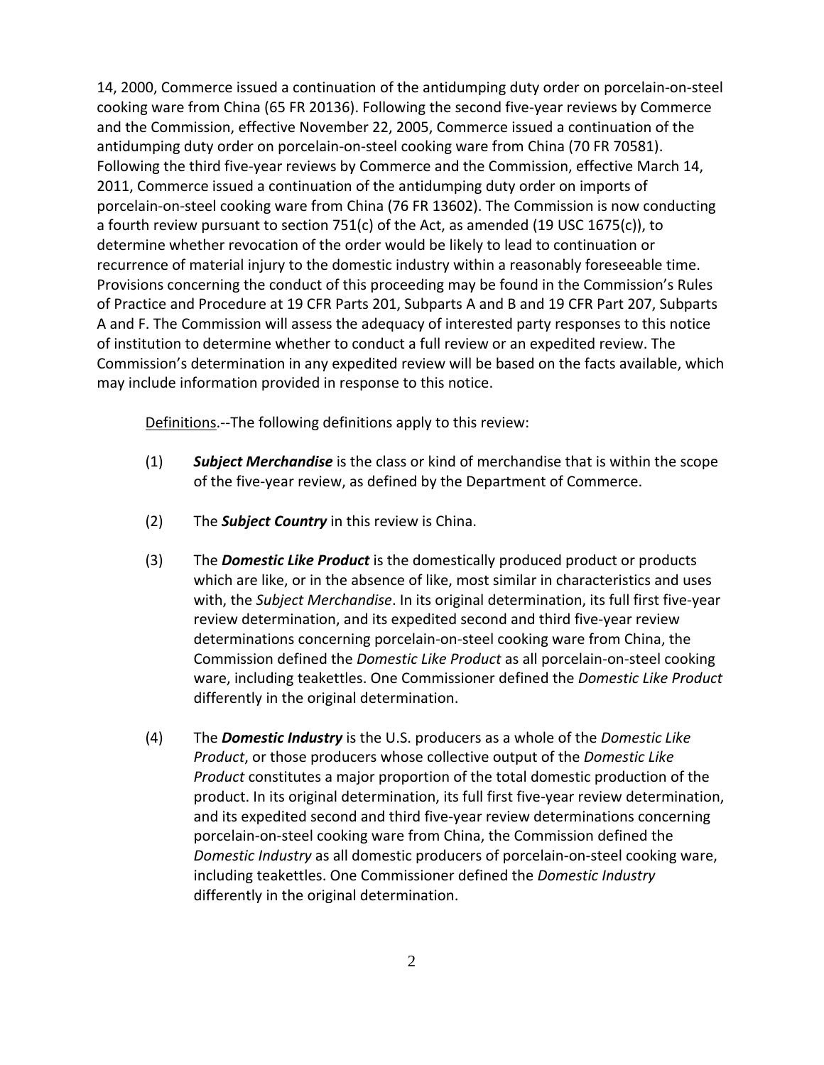14, 2000, Commerce issued a continuation of the antidumping duty order on porcelain-on-steel cooking ware from China (65 FR 20136). Following the second five-year reviews by Commerce and the Commission, effective November 22, 2005, Commerce issued a continuation of the antidumping duty order on porcelain-on-steel cooking ware from China (70 FR 70581). Following the third five-year reviews by Commerce and the Commission, effective March 14, 2011, Commerce issued a continuation of the antidumping duty order on imports of porcelain-on-steel cooking ware from China (76 FR 13602). The Commission is now conducting a fourth review pursuant to section 751(c) of the Act, as amended (19 USC 1675(c)), to determine whether revocation of the order would be likely to lead to continuation or recurrence of material injury to the domestic industry within a reasonably foreseeable time. Provisions concerning the conduct of this proceeding may be found in the Commission's Rules of Practice and Procedure at 19 CFR Parts 201, Subparts A and B and 19 CFR Part 207, Subparts A and F. The Commission will assess the adequacy of interested party responses to this notice of institution to determine whether to conduct a full review or an expedited review. The Commission's determination in any expedited review will be based on the facts available, which may include information provided in response to this notice.

Definitions.--The following definitions apply to this review:

(1) ***Subject Merchandise*** is the class or kind of merchandise that is within the scope of the five-year review, as defined by the Department of Commerce.

(2) The ***Subject Country*** in this review is China.

(3) The ***Domestic Like Product*** is the domestically produced product or products which are like, or in the absence of like, most similar in characteristics and uses with, the *Subject Merchandise*. In its original determination, its full first five-year review determination, and its expedited second and third five-year review determinations concerning porcelain-on-steel cooking ware from China, the Commission defined the *Domestic Like Product* as all porcelain-on-steel cooking ware, including teakettles. One Commissioner defined the *Domestic Like Product* differently in the original determination.

(4) The ***Domestic Industry*** is the U.S. producers as a whole of the *Domestic Like Product*, or those producers whose collective output of the *Domestic Like Product* constitutes a major proportion of the total domestic production of the product. In its original determination, its full first five-year review determination, and its expedited second and third five-year review determinations concerning porcelain-on-steel cooking ware from China, the Commission defined the *Domestic Industry* as all domestic producers of porcelain-on-steel cooking ware, including teakettles. One Commissioner defined the *Domestic Industry* differently in the original determination.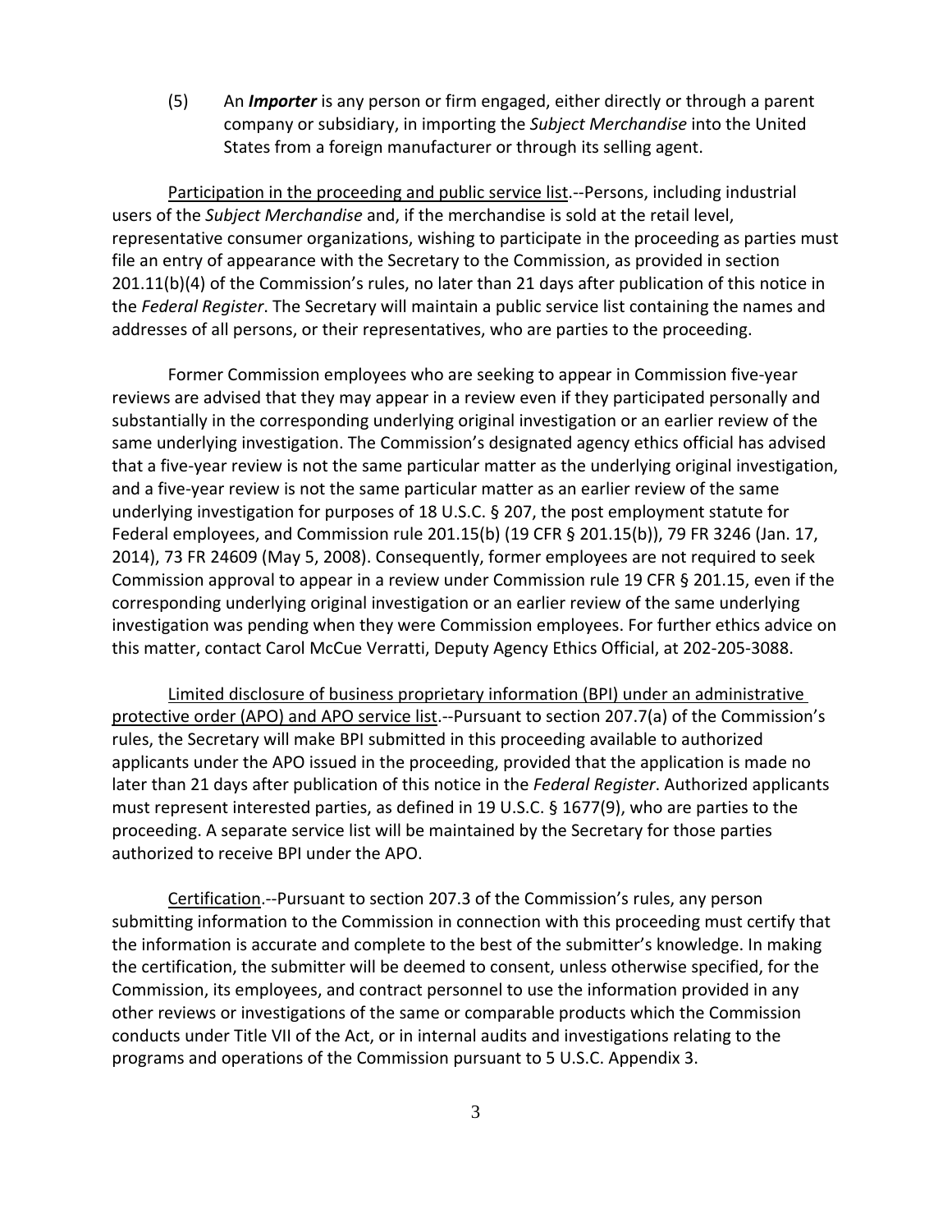(5) An ***Importer*** is any person or firm engaged, either directly or through a parent company or subsidiary, in importing the *Subject Merchandise* into the United States from a foreign manufacturer or through its selling agent.

Participation in the proceeding and public service list.--Persons, including industrial users of the *Subject Merchandise* and, if the merchandise is sold at the retail level, representative consumer organizations, wishing to participate in the proceeding as parties must file an entry of appearance with the Secretary to the Commission, as provided in section 201.11(b)(4) of the Commission's rules, no later than 21 days after publication of this notice in the *Federal Register*. The Secretary will maintain a public service list containing the names and addresses of all persons, or their representatives, who are parties to the proceeding.

Former Commission employees who are seeking to appear in Commission five-year reviews are advised that they may appear in a review even if they participated personally and substantially in the corresponding underlying original investigation or an earlier review of the same underlying investigation. The Commission's designated agency ethics official has advised that a five-year review is not the same particular matter as the underlying original investigation, and a five-year review is not the same particular matter as an earlier review of the same underlying investigation for purposes of 18 U.S.C. § 207, the post employment statute for Federal employees, and Commission rule 201.15(b) (19 CFR § 201.15(b)), 79 FR 3246 (Jan. 17, 2014), 73 FR 24609 (May 5, 2008). Consequently, former employees are not required to seek Commission approval to appear in a review under Commission rule 19 CFR § 201.15, even if the corresponding underlying original investigation or an earlier review of the same underlying investigation was pending when they were Commission employees. For further ethics advice on this matter, contact Carol McCue Verratti, Deputy Agency Ethics Official, at 202-205-3088.

Limited disclosure of business proprietary information (BPI) under an administrative protective order (APO) and APO service list.--Pursuant to section 207.7(a) of the Commission's rules, the Secretary will make BPI submitted in this proceeding available to authorized applicants under the APO issued in the proceeding, provided that the application is made no later than 21 days after publication of this notice in the *Federal Register*. Authorized applicants must represent interested parties, as defined in 19 U.S.C. § 1677(9), who are parties to the proceeding. A separate service list will be maintained by the Secretary for those parties authorized to receive BPI under the APO.

Certification.--Pursuant to section 207.3 of the Commission's rules, any person submitting information to the Commission in connection with this proceeding must certify that the information is accurate and complete to the best of the submitter's knowledge. In making the certification, the submitter will be deemed to consent, unless otherwise specified, for the Commission, its employees, and contract personnel to use the information provided in any other reviews or investigations of the same or comparable products which the Commission conducts under Title VII of the Act, or in internal audits and investigations relating to the programs and operations of the Commission pursuant to 5 U.S.C. Appendix 3.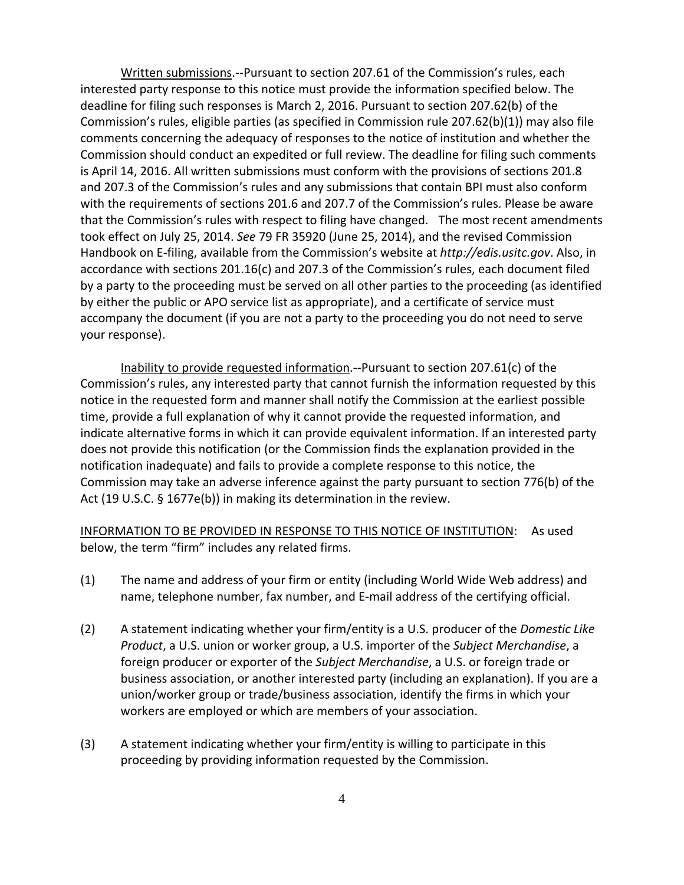Written submissions.--Pursuant to section 207.61 of the Commission's rules, each interested party response to this notice must provide the information specified below. The deadline for filing such responses is March 2, 2016. Pursuant to section 207.62(b) of the Commission's rules, eligible parties (as specified in Commission rule 207.62(b)(1)) may also file comments concerning the adequacy of responses to the notice of institution and whether the Commission should conduct an expedited or full review. The deadline for filing such comments is April 14, 2016. All written submissions must conform with the provisions of sections 201.8 and 207.3 of the Commission's rules and any submissions that contain BPI must also conform with the requirements of sections 201.6 and 207.7 of the Commission's rules. Please be aware that the Commission's rules with respect to filing have changed. The most recent amendments took effect on July 25, 2014. *See* 79 FR 35920 (June 25, 2014), and the revised Commission Handbook on E-filing, available from the Commission's website at *http://edis.usitc.gov*. Also, in accordance with sections 201.16(c) and 207.3 of the Commission's rules, each document filed by a party to the proceeding must be served on all other parties to the proceeding (as identified by either the public or APO service list as appropriate), and a certificate of service must accompany the document (if you are not a party to the proceeding you do not need to serve your response).

Inability to provide requested information.--Pursuant to section 207.61(c) of the Commission's rules, any interested party that cannot furnish the information requested by this notice in the requested form and manner shall notify the Commission at the earliest possible time, provide a full explanation of why it cannot provide the requested information, and indicate alternative forms in which it can provide equivalent information. If an interested party does not provide this notification (or the Commission finds the explanation provided in the notification inadequate) and fails to provide a complete response to this notice, the Commission may take an adverse inference against the party pursuant to section 776(b) of the Act (19 U.S.C. § 1677e(b)) in making its determination in the review.

INFORMATION TO BE PROVIDED IN RESPONSE TO THIS NOTICE OF INSTITUTION: As used below, the term "firm" includes any related firms.

(1) The name and address of your firm or entity (including World Wide Web address) and name, telephone number, fax number, and E-mail address of the certifying official.

(2) A statement indicating whether your firm/entity is a U.S. producer of the *Domestic Like Product*, a U.S. union or worker group, a U.S. importer of the *Subject Merchandise*, a foreign producer or exporter of the *Subject Merchandise*, a U.S. or foreign trade or business association, or another interested party (including an explanation). If you are a union/worker group or trade/business association, identify the firms in which your workers are employed or which are members of your association.

(3) A statement indicating whether your firm/entity is willing to participate in this proceeding by providing information requested by the Commission.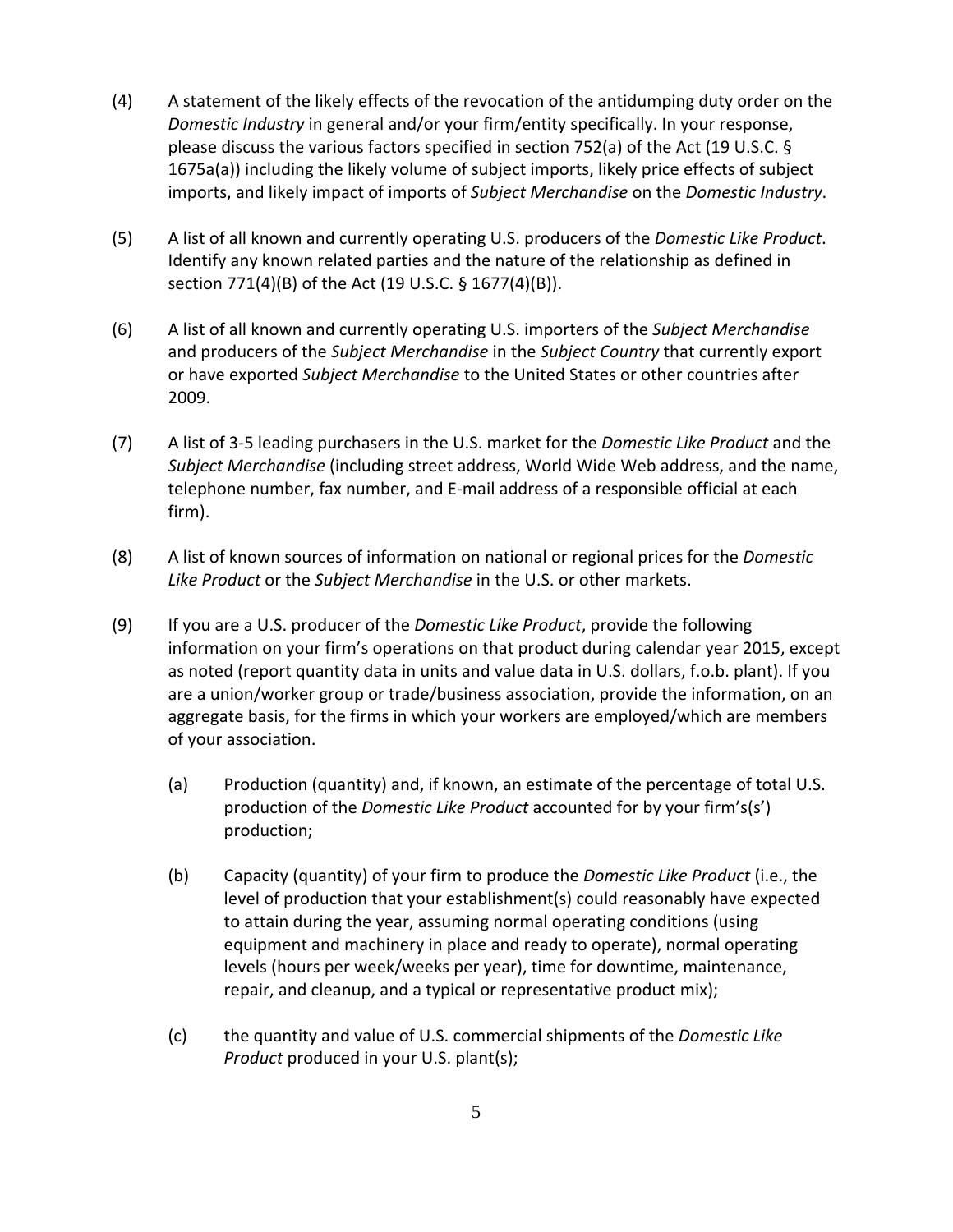(4) A statement of the likely effects of the revocation of the antidumping duty order on the *Domestic Industry* in general and/or your firm/entity specifically. In your response, please discuss the various factors specified in section 752(a) of the Act (19 U.S.C. § 1675a(a)) including the likely volume of subject imports, likely price effects of subject imports, and likely impact of imports of *Subject Merchandise* on the *Domestic Industry*.

(5) A list of all known and currently operating U.S. producers of the *Domestic Like Product*. Identify any known related parties and the nature of the relationship as defined in section 771(4)(B) of the Act (19 U.S.C. § 1677(4)(B)).

(6) A list of all known and currently operating U.S. importers of the *Subject Merchandise* and producers of the *Subject Merchandise* in the *Subject Country* that currently export or have exported *Subject Merchandise* to the United States or other countries after 2009.

(7) A list of 3-5 leading purchasers in the U.S. market for the *Domestic Like Product* and the *Subject Merchandise* (including street address, World Wide Web address, and the name, telephone number, fax number, and E-mail address of a responsible official at each firm).

(8) A list of known sources of information on national or regional prices for the *Domestic Like Product* or the *Subject Merchandise* in the U.S. or other markets.

(9) If you are a U.S. producer of the *Domestic Like Product*, provide the following information on your firm's operations on that product during calendar year 2015, except as noted (report quantity data in units and value data in U.S. dollars, f.o.b. plant). If you are a union/worker group or trade/business association, provide the information, on an aggregate basis, for the firms in which your workers are employed/which are members of your association.

 (a) Production (quantity) and, if known, an estimate of the percentage of total U.S. production of the *Domestic Like Product* accounted for by your firm's(s') production;

 (b) Capacity (quantity) of your firm to produce the *Domestic Like Product* (i.e., the level of production that your establishment(s) could reasonably have expected to attain during the year, assuming normal operating conditions (using equipment and machinery in place and ready to operate), normal operating levels (hours per week/weeks per year), time for downtime, maintenance, repair, and cleanup, and a typical or representative product mix);

 (c) the quantity and value of U.S. commercial shipments of the *Domestic Like Product* produced in your U.S. plant(s);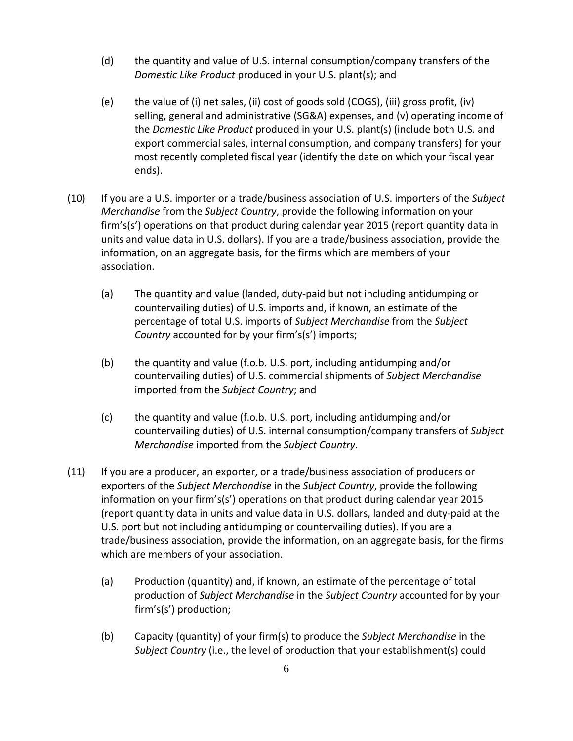(d) the quantity and value of U.S. internal consumption/company transfers of the *Domestic Like Product* produced in your U.S. plant(s); and

(e) the value of (i) net sales, (ii) cost of goods sold (COGS), (iii) gross profit, (iv) selling, general and administrative (SG&A) expenses, and (v) operating income of the *Domestic Like Product* produced in your U.S. plant(s) (include both U.S. and export commercial sales, internal consumption, and company transfers) for your most recently completed fiscal year (identify the date on which your fiscal year ends).

(10) If you are a U.S. importer or a trade/business association of U.S. importers of the *Subject Merchandise* from the *Subject Country*, provide the following information on your firm's(s') operations on that product during calendar year 2015 (report quantity data in units and value data in U.S. dollars). If you are a trade/business association, provide the information, on an aggregate basis, for the firms which are members of your association.

(a) The quantity and value (landed, duty-paid but not including antidumping or countervailing duties) of U.S. imports and, if known, an estimate of the percentage of total U.S. imports of *Subject Merchandise* from the *Subject Country* accounted for by your firm's(s') imports;

(b) the quantity and value (f.o.b. U.S. port, including antidumping and/or countervailing duties) of U.S. commercial shipments of *Subject Merchandise* imported from the *Subject Country*; and

(c) the quantity and value (f.o.b. U.S. port, including antidumping and/or countervailing duties) of U.S. internal consumption/company transfers of *Subject Merchandise* imported from the *Subject Country*.

(11) If you are a producer, an exporter, or a trade/business association of producers or exporters of the *Subject Merchandise* in the *Subject Country*, provide the following information on your firm's(s') operations on that product during calendar year 2015 (report quantity data in units and value data in U.S. dollars, landed and duty-paid at the U.S. port but not including antidumping or countervailing duties). If you are a trade/business association, provide the information, on an aggregate basis, for the firms which are members of your association.

(a) Production (quantity) and, if known, an estimate of the percentage of total production of *Subject Merchandise* in the *Subject Country* accounted for by your firm's(s') production;

(b) Capacity (quantity) of your firm(s) to produce the *Subject Merchandise* in the *Subject Country* (i.e., the level of production that your establishment(s) could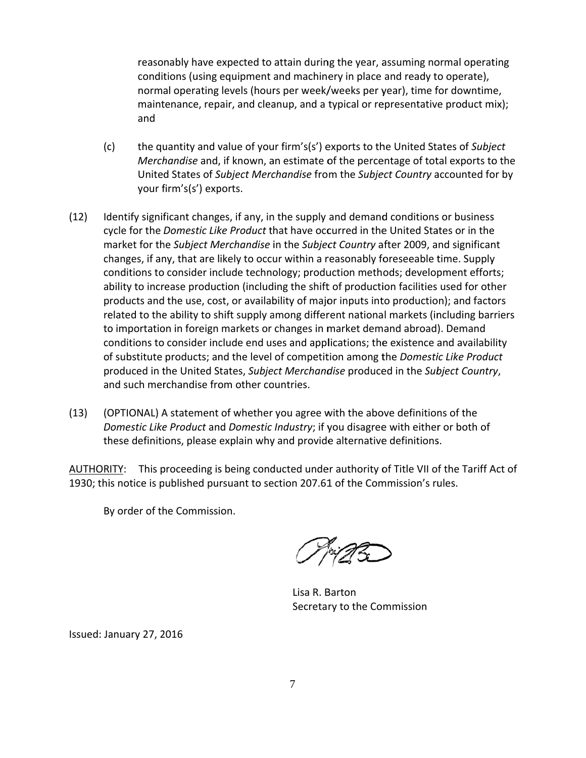reasonably have expected to attain during the year, assuming normal operating conditions (using equipment and machinery in place and ready to operate), normal operating levels (hours per week/weeks per year), time for downtime, maintenance, repair, and cleanup, and a typical or representative product mix); and

(c) the quantity and value of your firm's(s') exports to the United States of *Subject Merchandise* and, if known, an estimate of the percentage of total exports to the United States of *Subject Merchandise* from the *Subject Country* accounted for by your firm's(s') exports.

(12) Identify significant changes, if any, in the supply and demand conditions or business cycle for the *Domestic Like Product* that have occurred in the United States or in the market for the *Subject Merchandise* in the *Subject Country* after 2009, and significant changes, if any, that are likely to occur within a reasonably foreseeable time. Supply conditions to consider include technology; production methods; development efforts; ability to increase production (including the shift of production facilities used for other products and the use, cost, or availability of major inputs into production); and factors related to the ability to shift supply among different national markets (including barriers to importation in foreign markets or changes in market demand abroad). Demand conditions to consider include end uses and applications; the existence and availability of substitute products; and the level of competition among the *Domestic Like Product* produced in the United States, *Subject Merchandise* produced in the *Subject Country*, and such merchandise from other countries.

(13) (OPTIONAL) A statement of whether you agree with the above definitions of the *Domestic Like Product* and *Domestic Industry*; if you disagree with either or both of these definitions, please explain why and provide alternative definitions.

AUTHORITY: This proceeding is being conducted under authority of Title VII of the Tariff Act of 1930; this notice is published pursuant to section 207.61 of the Commission's rules.

By order of the Commission.

Lisa R. Barton
Secretary to the Commission

Issued: January 27, 2016